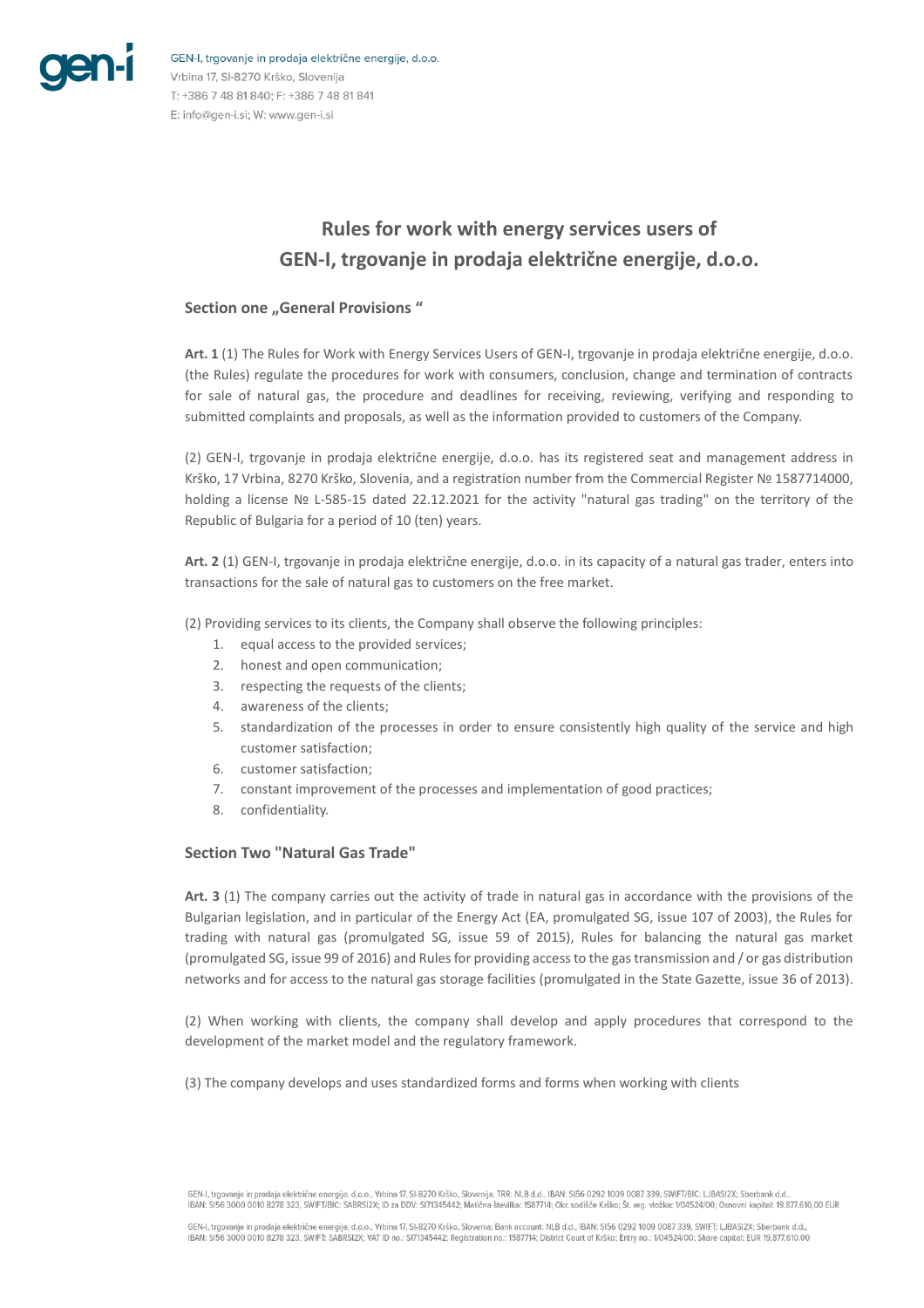# Rules for work with energy services users of GEN-I, trgovanje in prodaja električne energije, d.o.o.

## Section one „General Provisions "

**Art. 1** (1) The Rules for Work with Energy Services Users of GEN-I, trgovanje in prodaja električne energije, d.o.o. (the Rules) regulate the procedures for work with consumers, conclusion, change and termination of contracts for sale of natural gas, the procedure and deadlines for receiving, reviewing, verifying and responding to submitted complaints and proposals, as well as the information provided to customers of the Company.

(2) GEN-I, trgovanje in prodaja električne energije, d.o.o. has its registered seat and management address in Krško, 17 Vrbina, 8270 Krško, Slovenia, and a registration number from the Commercial Register № 1587714000, holding a license № L-585-15 dated 22.12.2021 for the activity "natural gas trading" on the territory of the Republic of Bulgaria for a period of 10 (ten) years.

**Art. 2** (1) GEN-I, trgovanje in prodaja električne energije, d.o.o. in its capacity of a natural gas trader, enters into transactions for the sale of natural gas to customers on the free market.

(2) Providing services to its clients, the Company shall observe the following principles:

1. equal access to the provided services;
2. honest and open communication;
3. respecting the requests of the clients;
4. awareness of the clients;
5. standardization of the processes in order to ensure consistently high quality of the service and high customer satisfaction;
6. customer satisfaction;
7. constant improvement of the processes and implementation of good practices;
8. confidentiality.

## Section Two "Natural Gas Trade"

**Art. 3** (1) The company carries out the activity of trade in natural gas in accordance with the provisions of the Bulgarian legislation, and in particular of the Energy Act (EA, promulgated SG, issue 107 of 2003), the Rules for trading with natural gas (promulgated SG, issue 59 of 2015), Rules for balancing the natural gas market (promulgated SG, issue 99 of 2016) and Rules for providing access to the gas transmission and / or gas distribution networks and for access to the natural gas storage facilities (promulgated in the State Gazette, issue 36 of 2013).

(2) When working with clients, the company shall develop and apply procedures that correspond to the development of the market model and the regulatory framework.

(3) The company develops and uses standardized forms and forms when working with clients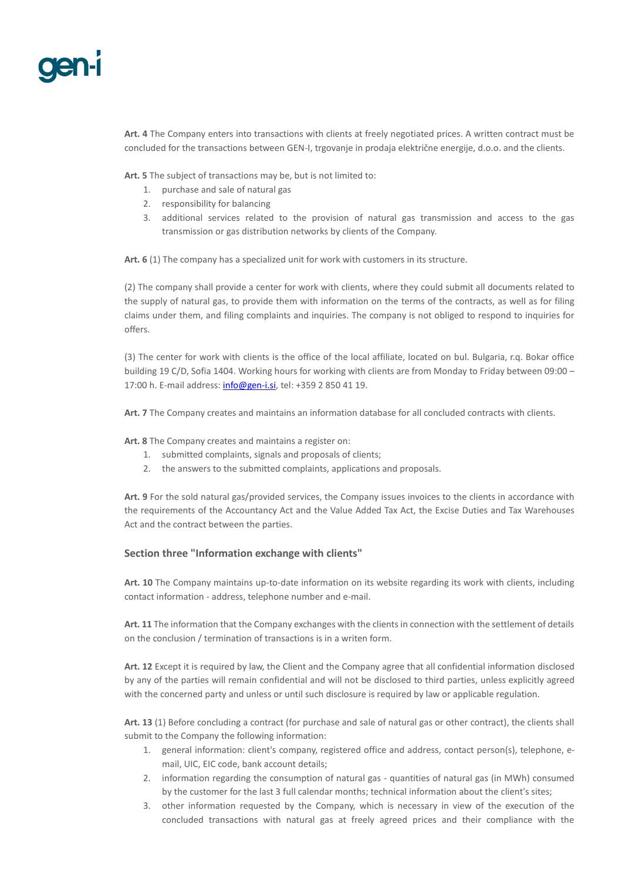**Art. 4** The Company enters into transactions with clients at freely negotiated prices. A written contract must be concluded for the transactions between GEN-I, trgovanje in prodaja električne energije, d.o.o. and the clients.

**Art. 5** The subject of transactions may be, but is not limited to:

1. purchase and sale of natural gas
2. responsibility for balancing
3. additional services related to the provision of natural gas transmission and access to the gas transmission or gas distribution networks by clients of the Company.

**Art. 6** (1) The company has a specialized unit for work with customers in its structure.

(2) The company shall provide a center for work with clients, where they could submit all documents related to the supply of natural gas, to provide them with information on the terms of the contracts, as well as for filing claims under them, and filing complaints and inquiries. The company is not obliged to respond to inquiries for offers.

(3) The center for work with clients is the office of the local affiliate, located on bul. Bulgaria, r.q. Bokar office building 19 C/D, Sofia 1404. Working hours for working with clients are from Monday to Friday between 09:00 – 17:00 h. E-mail address: info@gen-i.si, tel: +359 2 850 41 19.

**Art. 7** The Company creates and maintains an information database for all concluded contracts with clients.

**Art. 8** The Company creates and maintains a register on:

1. submitted complaints, signals and proposals of clients;
2. the answers to the submitted complaints, applications and proposals.

**Art. 9** For the sold natural gas/provided services, the Company issues invoices to the clients in accordance with the requirements of the Accountancy Act and the Value Added Tax Act, the Excise Duties and Tax Warehouses Act and the contract between the parties.

### Section three "Information exchange with clients"

**Art. 10** The Company maintains up-to-date information on its website regarding its work with clients, including contact information - address, telephone number and e-mail.

**Art. 11** The information that the Company exchanges with the clients in connection with the settlement of details on the conclusion / termination of transactions is in a writen form.

**Art. 12** Except it is required by law, the Client and the Company agree that all confidential information disclosed by any of the parties will remain confidential and will not be disclosed to third parties, unless explicitly agreed with the concerned party and unless or until such disclosure is required by law or applicable regulation.

**Art. 13** (1) Before concluding a contract (for purchase and sale of natural gas or other contract), the clients shall submit to the Company the following information:

1. general information: client's company, registered office and address, contact person(s), telephone, e-mail, UIC, EIC code, bank account details;
2. information regarding the consumption of natural gas - quantities of natural gas (in MWh) consumed by the customer for the last 3 full calendar months; technical information about the client's sites;
3. other information requested by the Company, which is necessary in view of the execution of the concluded transactions with natural gas at freely agreed prices and their compliance with the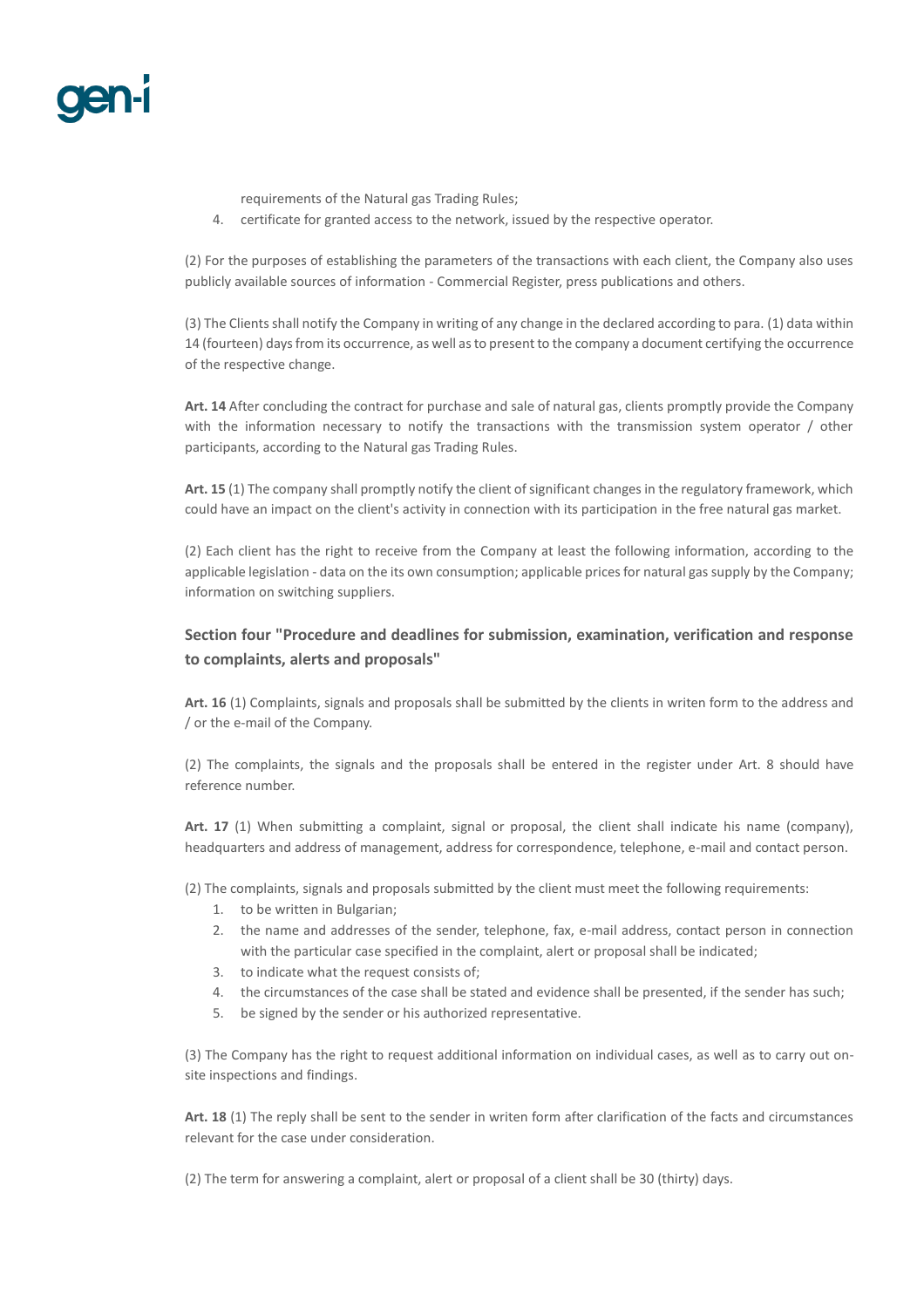requirements of the Natural gas Trading Rules;

4. certificate for granted access to the network, issued by the respective operator.

(2) For the purposes of establishing the parameters of the transactions with each client, the Company also uses publicly available sources of information - Commercial Register, press publications and others.

(3) The Clients shall notify the Company in writing of any change in the declared according to para. (1) data within 14 (fourteen) days from its occurrence, as well as to present to the company a document certifying the occurrence of the respective change.

**Art. 14** After concluding the contract for purchase and sale of natural gas, clients promptly provide the Company with the information necessary to notify the transactions with the transmission system operator / other participants, according to the Natural gas Trading Rules.

**Art. 15** (1) The company shall promptly notify the client of significant changes in the regulatory framework, which could have an impact on the client's activity in connection with its participation in the free natural gas market.

(2) Each client has the right to receive from the Company at least the following information, according to the applicable legislation - data on the its own consumption; applicable prices for natural gas supply by the Company; information on switching suppliers.

## Section four "Procedure and deadlines for submission, examination, verification and response to complaints, alerts and proposals"

**Art. 16** (1) Complaints, signals and proposals shall be submitted by the clients in writen form to the address and / or the e-mail of the Company.

(2) The complaints, the signals and the proposals shall be entered in the register under Art. 8 should have reference number.

**Art. 17** (1) When submitting a complaint, signal or proposal, the client shall indicate his name (company), headquarters and address of management, address for correspondence, telephone, e-mail and contact person.

(2) The complaints, signals and proposals submitted by the client must meet the following requirements:

1. to be written in Bulgarian;
2. the name and addresses of the sender, telephone, fax, e-mail address, contact person in connection with the particular case specified in the complaint, alert or proposal shall be indicated;
3. to indicate what the request consists of;
4. the circumstances of the case shall be stated and evidence shall be presented, if the sender has such;
5. be signed by the sender or his authorized representative.

(3) The Company has the right to request additional information on individual cases, as well as to carry out on-site inspections and findings.

**Art. 18** (1) The reply shall be sent to the sender in writen form after clarification of the facts and circumstances relevant for the case under consideration.

(2) The term for answering a complaint, alert or proposal of a client shall be 30 (thirty) days.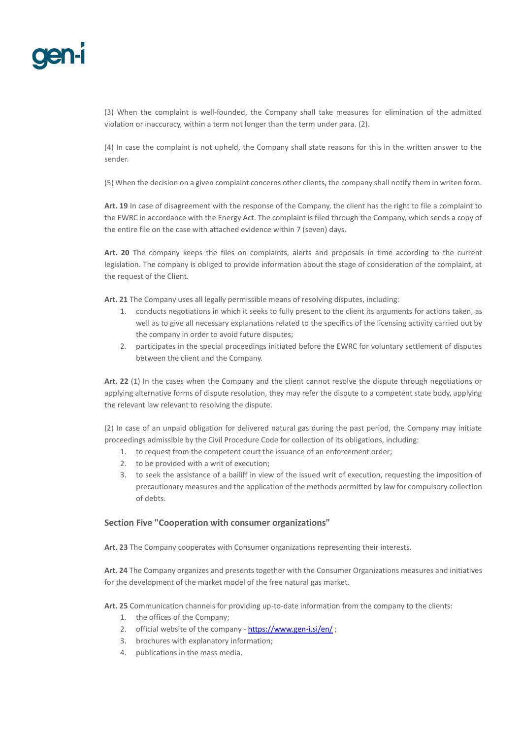(3) When the complaint is well-founded, the Company shall take measures for elimination of the admitted violation or inaccuracy, within a term not longer than the term under para. (2).

(4) In case the complaint is not upheld, the Company shall state reasons for this in the written answer to the sender.

(5) When the decision on a given complaint concerns other clients, the company shall notify them in writen form.

**Art. 19** In case of disagreement with the response of the Company, the client has the right to file a complaint to the EWRC in accordance with the Energy Act. The complaint is filed through the Company, which sends a copy of the entire file on the case with attached evidence within 7 (seven) days.

**Art. 20** The company keeps the files on complaints, alerts and proposals in time according to the current legislation. The company is obliged to provide information about the stage of consideration of the complaint, at the request of the Client.

**Art. 21** The Company uses all legally permissible means of resolving disputes, including:

1. conducts negotiations in which it seeks to fully present to the client its arguments for actions taken, as well as to give all necessary explanations related to the specifics of the licensing activity carried out by the company in order to avoid future disputes;
2. participates in the special proceedings initiated before the EWRC for voluntary settlement of disputes between the client and the Company.

**Art. 22** (1) In the cases when the Company and the client cannot resolve the dispute through negotiations or applying alternative forms of dispute resolution, they may refer the dispute to a competent state body, applying the relevant law relevant to resolving the dispute.

(2) In case of an unpaid obligation for delivered natural gas during the past period, the Company may initiate proceedings admissible by the Civil Procedure Code for collection of its obligations, including:

1. to request from the competent court the issuance of an enforcement order;
2. to be provided with a writ of execution;
3. to seek the assistance of a bailiff in view of the issued writ of execution, requesting the imposition of precautionary measures and the application of the methods permitted by law for compulsory collection of debts.

## Section Five "Cooperation with consumer organizations"

**Art. 23** The Company cooperates with Consumer organizations representing their interests.

**Art. 24** The Company organizes and presents together with the Consumer Organizations measures and initiatives for the development of the market model of the free natural gas market.

**Art. 25** Communication channels for providing up-to-date information from the company to the clients:

1. the offices of the Company;
2. official website of the company - https://www.gen-i.si/en/ ;
3. brochures with explanatory information;
4. publications in the mass media.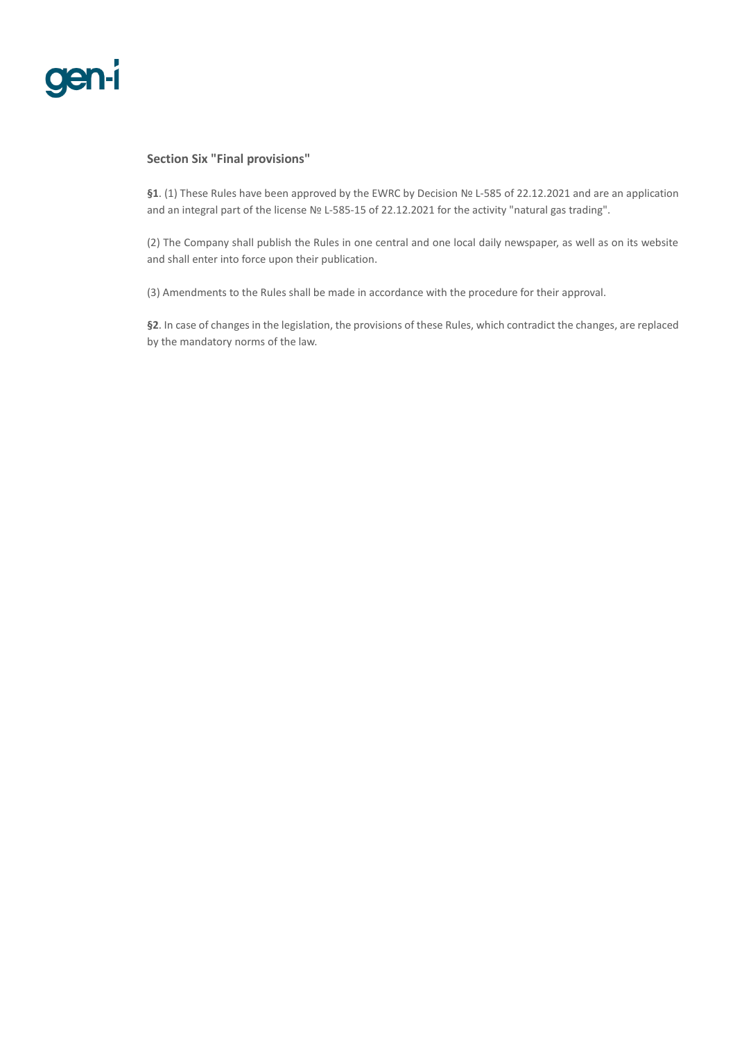## Section Six "Final provisions"

**§1**. (1) These Rules have been approved by the EWRC by Decision № L-585 of 22.12.2021 and are an application and an integral part of the license № L-585-15 of 22.12.2021 for the activity "natural gas trading".

(2) The Company shall publish the Rules in one central and one local daily newspaper, as well as on its website and shall enter into force upon their publication.

(3) Amendments to the Rules shall be made in accordance with the procedure for their approval.

**§2**. In case of changes in the legislation, the provisions of these Rules, which contradict the changes, are replaced by the mandatory norms of the law.